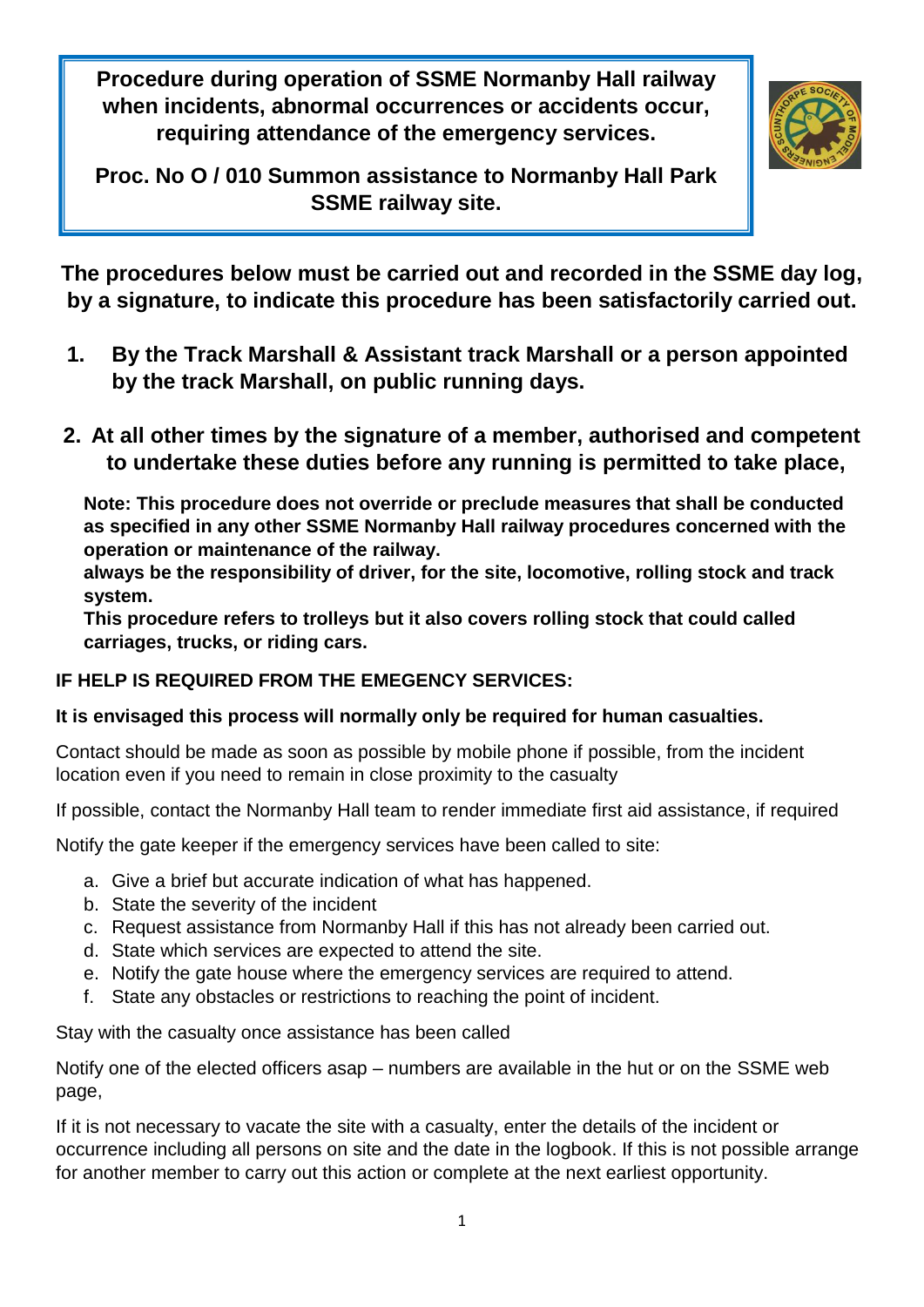**Procedure during operation of SSME Normanby Hall railway when incidents, abnormal occurrences or accidents occur, requiring attendance of the emergency services.**

**Proc. No O / 010 Summon assistance to Normanby Hall Park SSME railway site.**

**The procedures below must be carried out and recorded in the SSME day log, by a signature, to indicate this procedure has been satisfactorily carried out.**

1. **By the Track Marshall & Assistant track Marshall or a person appointed by the track Marshall, on public running days.**

2. **At all other times by the signature of a member, authorised and competent to undertake these duties before any running is permitted to take place,**

**Note: This procedure does not override or preclude measures that shall be conducted as specified in any other SSME Normanby Hall railway procedures concerned with the operation or maintenance of the railway.**
**always be the responsibility of driver, for the site, locomotive, rolling stock and track system.**
**This procedure refers to trolleys but it also covers rolling stock that could called carriages, trucks, or riding cars.**

**IF HELP IS REQUIRED FROM THE EMEGENCY SERVICES:**

**It is envisaged this process will normally only be required for human casualties.**

Contact should be made as soon as possible by mobile phone if possible, from the incident location even if you need to remain in close proximity to the casualty

If possible, contact the Normanby Hall team to render immediate first aid assistance, if required

Notify the gate keeper if the emergency services have been called to site:

a. Give a brief but accurate indication of what has happened.
b. State the severity of the incident
c. Request assistance from Normanby Hall if this has not already been carried out.
d. State which services are expected to attend the site.
e. Notify the gate house where the emergency services are required to attend.
f. State any obstacles or restrictions to reaching the point of incident.

Stay with the casualty once assistance has been called

Notify one of the elected officers asap – numbers are available in the hut or on the SSME web page,

If it is not necessary to vacate the site with a casualty, enter the details of the incident or occurrence including all persons on site and the date in the logbook. If this is not possible arrange for another member to carry out this action or complete at the next earliest opportunity.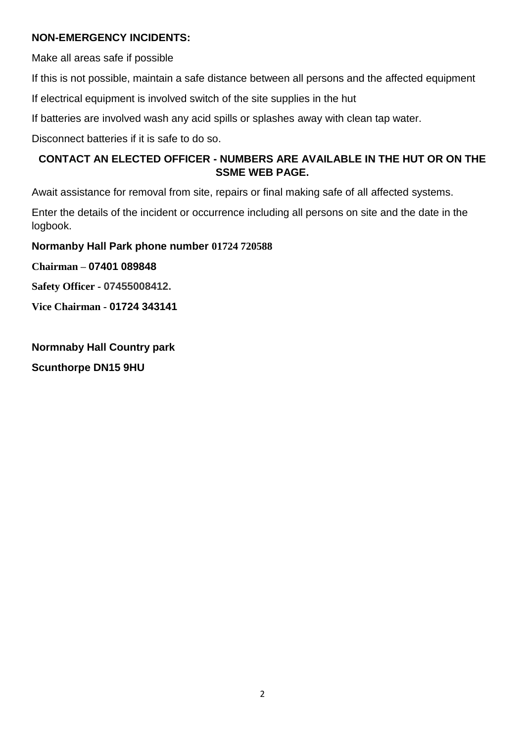**NON-EMERGENCY INCIDENTS:**

Make all areas safe if possible

If this is not possible, maintain a safe distance between all persons and the affected equipment

If electrical equipment is involved switch of the site supplies in the hut

If batteries are involved wash any acid spills or splashes away with clean tap water.

Disconnect batteries if it is safe to do so.

**CONTACT AN ELECTED OFFICER - NUMBERS ARE AVAILABLE IN THE HUT OR ON THE SSME WEB PAGE.**

Await assistance for removal from site, repairs or final making safe of all affected systems.

Enter the details of the incident or occurrence including all persons on site and the date in the logbook.

**Normanby Hall Park phone number 01724 720588**

**Chairman – 07401 089848**

**Safety Officer - 07455008412.**

**Vice Chairman - 01724 343141**

**Normnaby Hall Country park**

**Scunthorpe DN15 9HU**